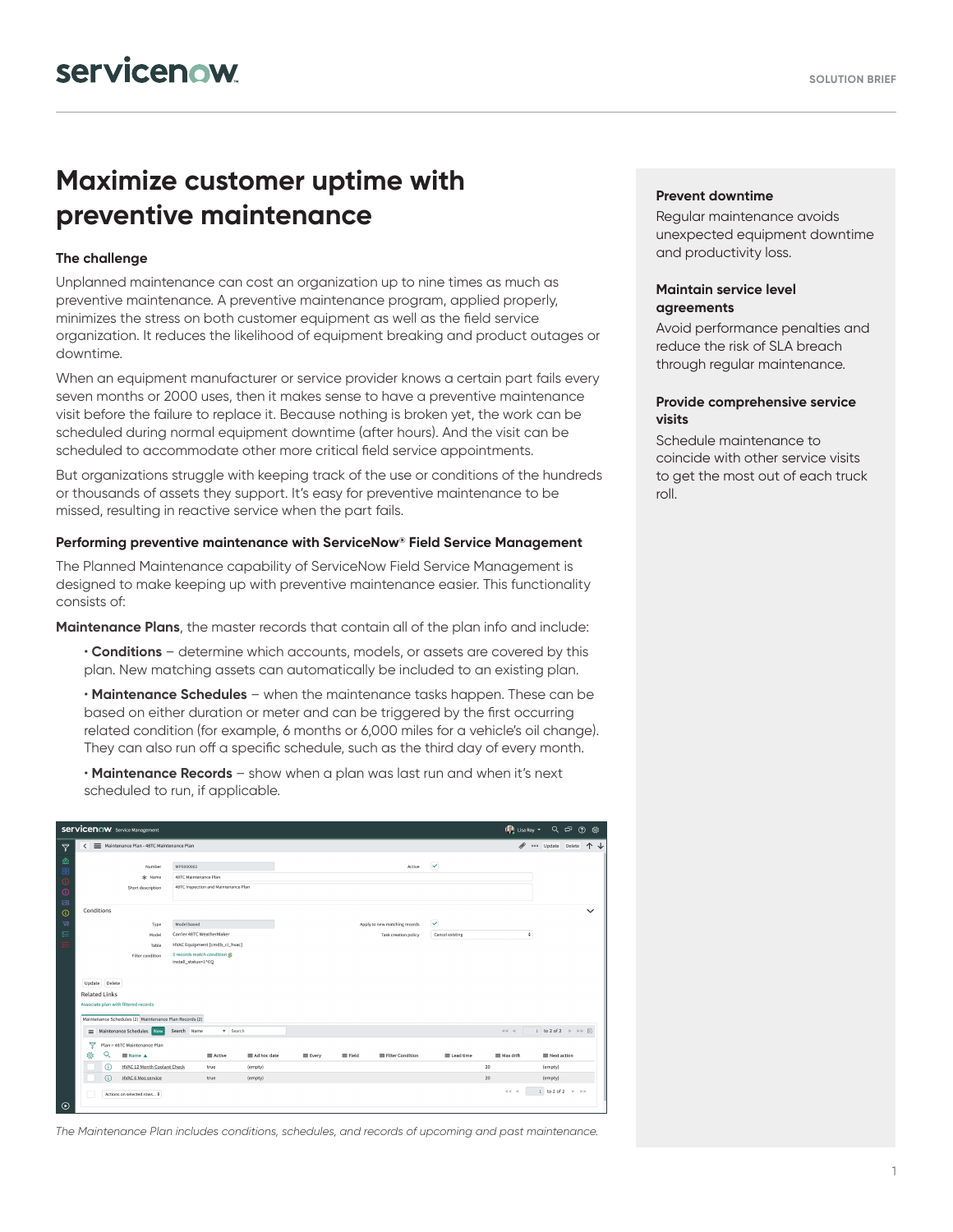# Maximize customer uptime with preventive maintenance

### The challenge

Unplanned maintenance can cost an organization up to nine times as much as preventive maintenance. A preventive maintenance program, applied properly, minimizes the stress on both customer equipment as well as the field service organization. It reduces the likelihood of equipment breaking and product outages or downtime.

When an equipment manufacturer or service provider knows a certain part fails every seven months or 2000 uses, then it makes sense to have a preventive maintenance visit before the failure to replace it. Because nothing is broken yet, the work can be scheduled during normal equipment downtime (after hours). And the visit can be scheduled to accommodate other more critical field service appointments.

But organizations struggle with keeping track of the use or conditions of the hundreds or thousands of assets they support. It's easy for preventive maintenance to be missed, resulting in reactive service when the part fails.

### Performing preventive maintenance with ServiceNow® Field Service Management

The Planned Maintenance capability of ServiceNow Field Service Management is designed to make keeping up with preventive maintenance easier. This functionality consists of:

**Maintenance Plans**, the master records that contain all of the plan info and include:

- **Conditions** – determine which accounts, models, or assets are covered by this plan. New matching assets can automatically be included to an existing plan.
- **Maintenance Schedules** – when the maintenance tasks happen. These can be based on either duration or meter and can be triggered by the first occurring related condition (for example, 6 months or 6,000 miles for a vehicle's oil change). They can also run off a specific schedule, such as the third day of every month.
- **Maintenance Records** – show when a plan was last run and when it's next scheduled to run, if applicable.

*The Maintenance Plan includes conditions, schedules, and records of upcoming and past maintenance.*

**Prevent downtime**

Regular maintenance avoids unexpected equipment downtime and productivity loss.

**Maintain service level agreements**

Avoid performance penalties and reduce the risk of SLA breach through regular maintenance.

**Provide comprehensive service visits**

Schedule maintenance to coincide with other service visits to get the most out of each truck roll.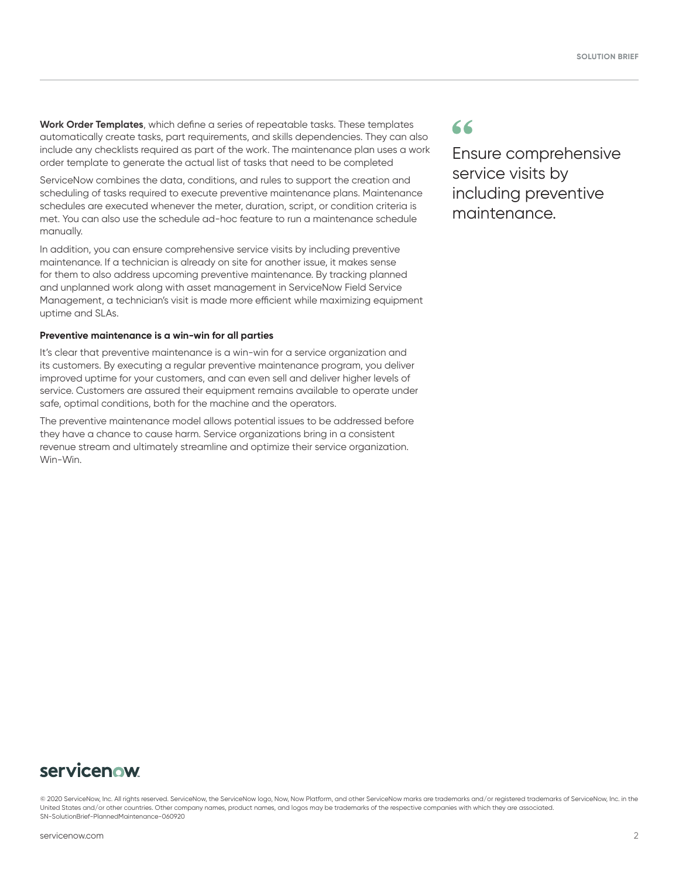**Work Order Templates**, which define a series of repeatable tasks. These templates automatically create tasks, part requirements, and skills dependencies. They can also include any checklists required as part of the work. The maintenance plan uses a work order template to generate the actual list of tasks that need to be completed

ServiceNow combines the data, conditions, and rules to support the creation and scheduling of tasks required to execute preventive maintenance plans. Maintenance schedules are executed whenever the meter, duration, script, or condition criteria is met. You can also use the schedule ad-hoc feature to run a maintenance schedule manually.

In addition, you can ensure comprehensive service visits by including preventive maintenance. If a technician is already on site for another issue, it makes sense for them to also address upcoming preventive maintenance. By tracking planned and unplanned work along with asset management in ServiceNow Field Service Management, a technician's visit is made more efficient while maximizing equipment uptime and SLAs.

> Ensure comprehensive service visits by including preventive maintenance.

**Preventive maintenance is a win-win for all parties**

It's clear that preventive maintenance is a win-win for a service organization and its customers. By executing a regular preventive maintenance program, you deliver improved uptime for your customers, and can even sell and deliver higher levels of service. Customers are assured their equipment remains available to operate under safe, optimal conditions, both for the machine and the operators.

The preventive maintenance model allows potential issues to be addressed before they have a chance to cause harm. Service organizations bring in a consistent revenue stream and ultimately streamline and optimize their service organization. Win-Win.

servicenow

© 2020 ServiceNow, Inc. All rights reserved. ServiceNow, the ServiceNow logo, Now, Now Platform, and other ServiceNow marks are trademarks and/or registered trademarks of ServiceNow, Inc. in the United States and/or other countries. Other company names, product names, and logos may be trademarks of the respective companies with which they are associated.
SN-SolutionBrief-PlannedMaintenance-060920

servicenow.com